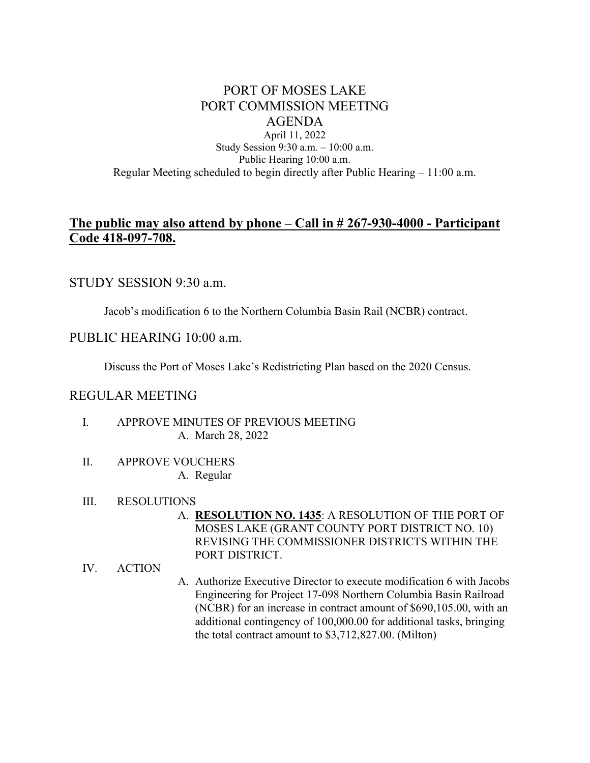# PORT OF MOSES LAKE
# PORT COMMISSION MEETING
# AGENDA

April 11, 2022
Study Session 9:30 a.m. – 10:00 a.m.
Public Hearing 10:00 a.m.
Regular Meeting scheduled to begin directly after Public Hearing – 11:00 a.m.

**The public may also attend by phone – Call in # 267-930-4000 - Participant Code 418-097-708.**

## STUDY SESSION 9:30 a.m.

Jacob's modification 6 to the Northern Columbia Basin Rail (NCBR) contract.

## PUBLIC HEARING 10:00 a.m.

Discuss the Port of Moses Lake's Redistricting Plan based on the 2020 Census.

## REGULAR MEETING

I. APPROVE MINUTES OF PREVIOUS MEETING
   A. March 28, 2022

II. APPROVE VOUCHERS
   A. Regular

III. RESOLUTIONS
   A. **RESOLUTION NO. 1435**: A RESOLUTION OF THE PORT OF MOSES LAKE (GRANT COUNTY PORT DISTRICT NO. 10) REVISING THE COMMISSIONER DISTRICTS WITHIN THE PORT DISTRICT.

IV. ACTION
   A. Authorize Executive Director to execute modification 6 with Jacobs Engineering for Project 17-098 Northern Columbia Basin Railroad (NCBR) for an increase in contract amount of $690,105.00, with an additional contingency of 100,000.00 for additional tasks, bringing the total contract amount to $3,712,827.00. (Milton)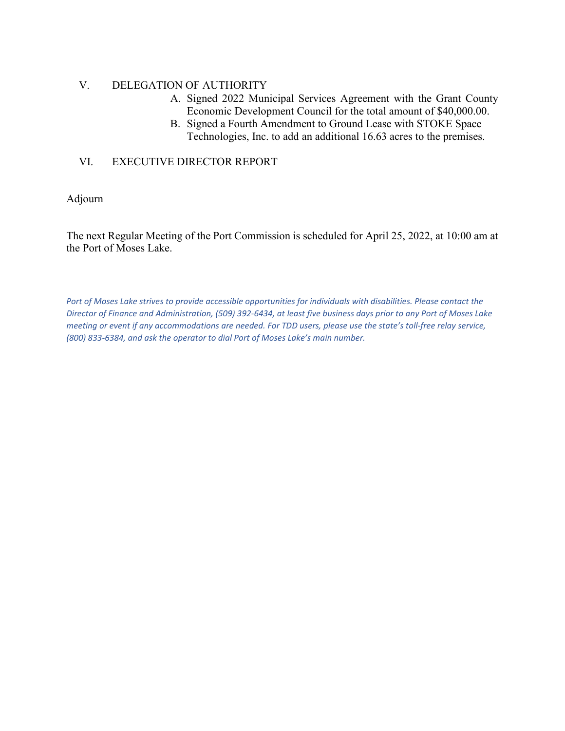V. DELEGATION OF AUTHORITY

A. Signed 2022 Municipal Services Agreement with the Grant County Economic Development Council for the total amount of $40,000.00.
B. Signed a Fourth Amendment to Ground Lease with STOKE Space Technologies, Inc. to add an additional 16.63 acres to the premises.

VI. EXECUTIVE DIRECTOR REPORT

Adjourn

The next Regular Meeting of the Port Commission is scheduled for April 25, 2022, at 10:00 am at the Port of Moses Lake.

*Port of Moses Lake strives to provide accessible opportunities for individuals with disabilities. Please contact the Director of Finance and Administration, (509) 392-6434, at least five business days prior to any Port of Moses Lake meeting or event if any accommodations are needed. For TDD users, please use the state's toll-free relay service, (800) 833-6384, and ask the operator to dial Port of Moses Lake's main number.*